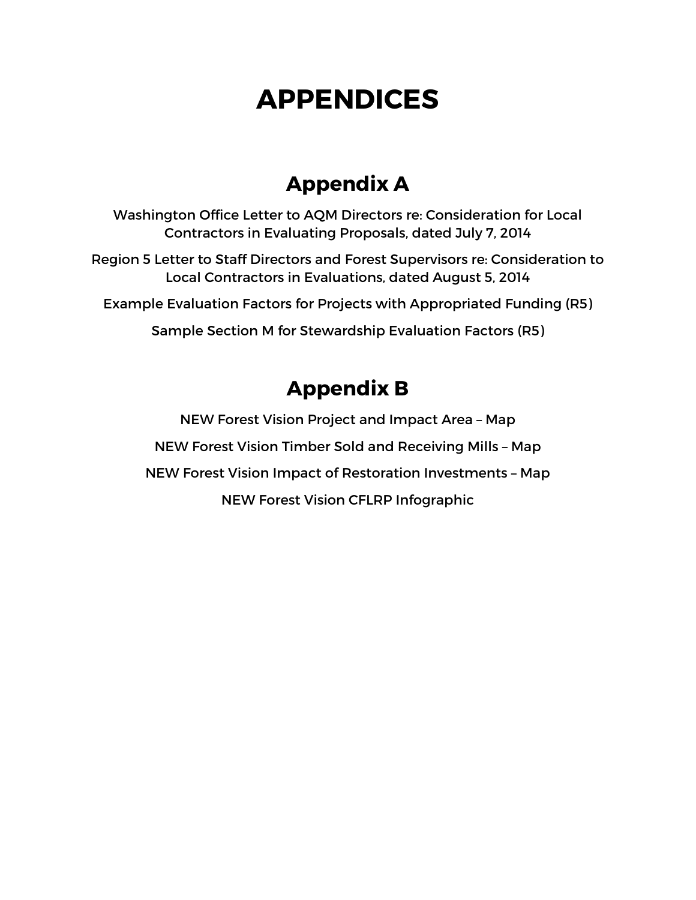# APPENDICES

## Appendix A

Washington Office Letter to AQM Directors re: Consideration for Local Contractors in Evaluating Proposals, dated July 7, 2014

Region 5 Letter to Staff Directors and Forest Supervisors re: Consideration to Local Contractors in Evaluations, dated August 5, 2014

Example Evaluation Factors for Projects with Appropriated Funding (R5)

Sample Section M for Stewardship Evaluation Factors (R5)

## Appendix B

NEW Forest Vision Project and Impact Area – Map

NEW Forest Vision Timber Sold and Receiving Mills – Map

NEW Forest Vision Impact of Restoration Investments – Map

NEW Forest Vision CFLRP Infographic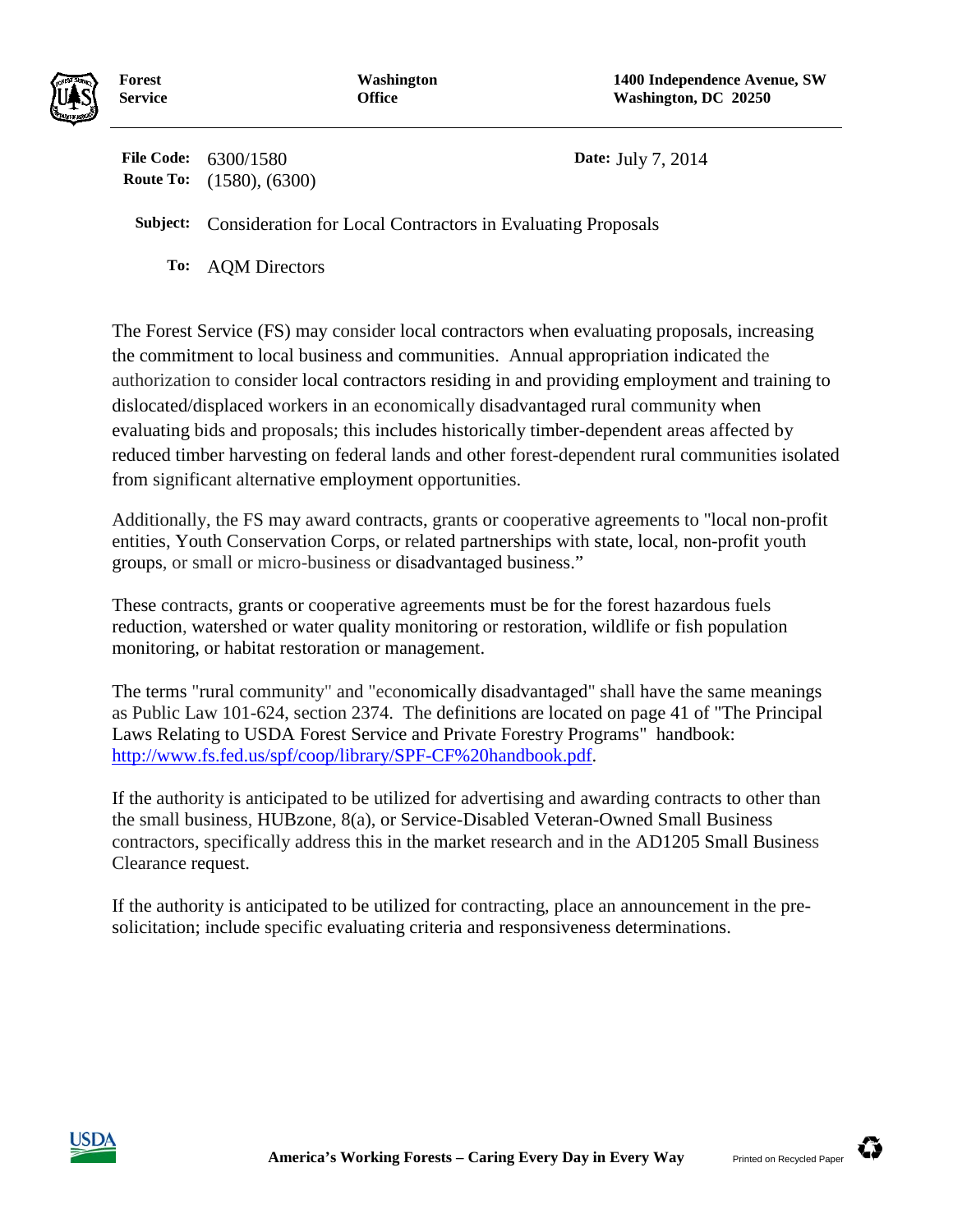**Forest Service** | **Washington Office** | **1400 Independence Avenue, SW Washington, DC 20250**

**File Code:** 6300/1580
**Route To:** (1580), (6300)

**Date:** July 7, 2014

**Subject:** Consideration for Local Contractors in Evaluating Proposals

**To:** AQM Directors

The Forest Service (FS) may consider local contractors when evaluating proposals, increasing the commitment to local business and communities. Annual appropriation indicated the authorization to consider local contractors residing in and providing employment and training to dislocated/displaced workers in an economically disadvantaged rural community when evaluating bids and proposals; this includes historically timber-dependent areas affected by reduced timber harvesting on federal lands and other forest-dependent rural communities isolated from significant alternative employment opportunities.

Additionally, the FS may award contracts, grants or cooperative agreements to "local non-profit entities, Youth Conservation Corps, or related partnerships with state, local, non-profit youth groups, or small or micro-business or disadvantaged business."

These contracts, grants or cooperative agreements must be for the forest hazardous fuels reduction, watershed or water quality monitoring or restoration, wildlife or fish population monitoring, or habitat restoration or management.

The terms "rural community" and "economically disadvantaged" shall have the same meanings as Public Law 101-624, section 2374. The definitions are located on page 41 of "The Principal Laws Relating to USDA Forest Service and Private Forestry Programs" handbook: [http://www.fs.fed.us/spf/coop/library/SPF-CF%20handbook.pdf](http://www.fs.fed.us/spf/coop/library/SPF-CF%20handbook.pdf).

If the authority is anticipated to be utilized for advertising and awarding contracts to other than the small business, HUBzone, 8(a), or Service-Disabled Veteran-Owned Small Business contractors, specifically address this in the market research and in the AD1205 Small Business Clearance request.

If the authority is anticipated to be utilized for contracting, place an announcement in the pre-solicitation; include specific evaluating criteria and responsiveness determinations.

**America's Working Forests – Caring Every Day in Every Way** Printed on Recycled Paper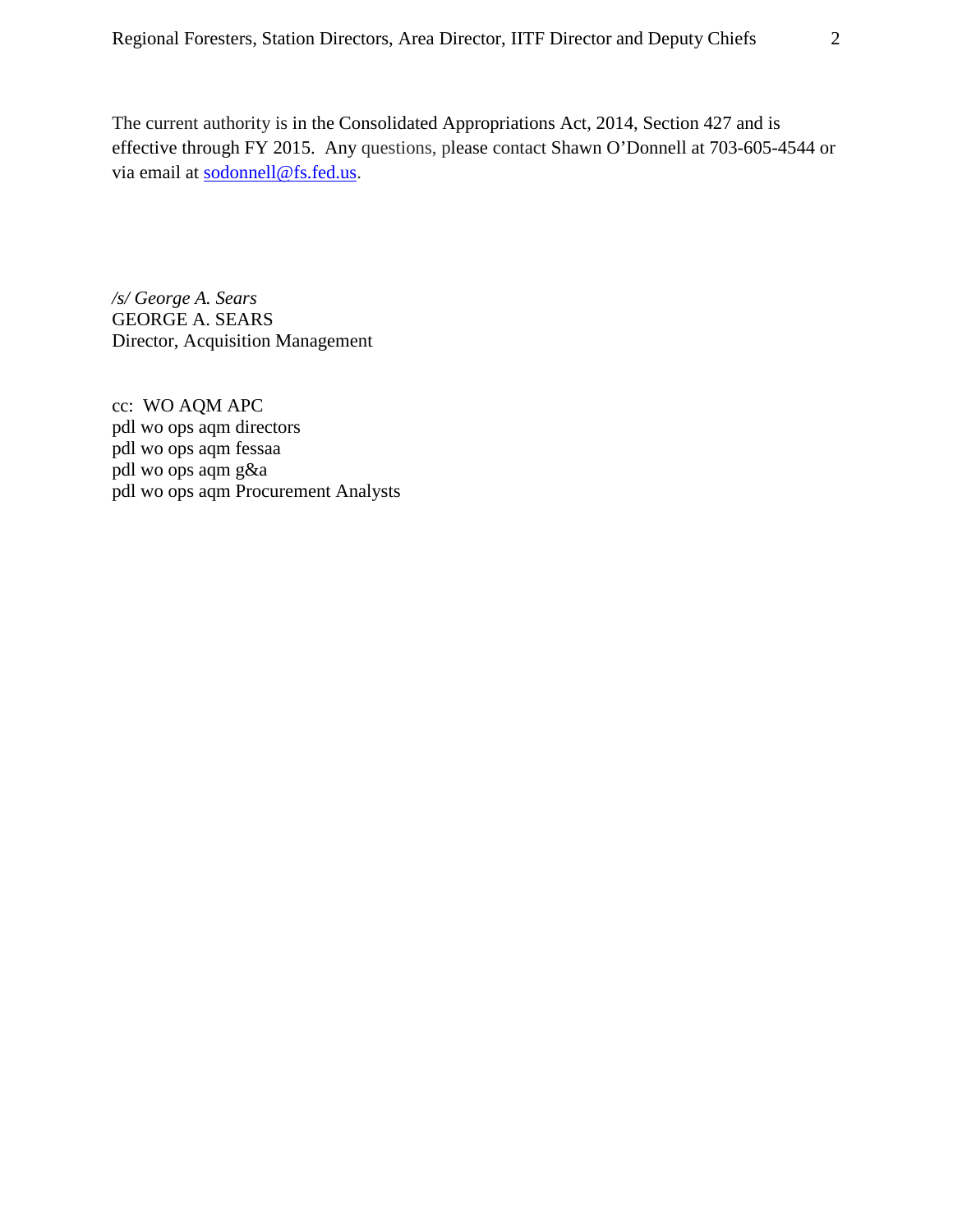The current authority is in the Consolidated Appropriations Act, 2014, Section 427 and is effective through FY 2015.  Any questions, please contact Shawn O'Donnell at 703-605-4544 or via email at sodonnell@fs.fed.us.

*/s/ George A. Sears*  
GEORGE A. SEARS  
Director, Acquisition Management

cc:  WO AQM APC  
pdl wo ops aqm directors  
pdl wo ops aqm fessaa  
pdl wo ops aqm g&a  
pdl wo ops aqm Procurement Analysts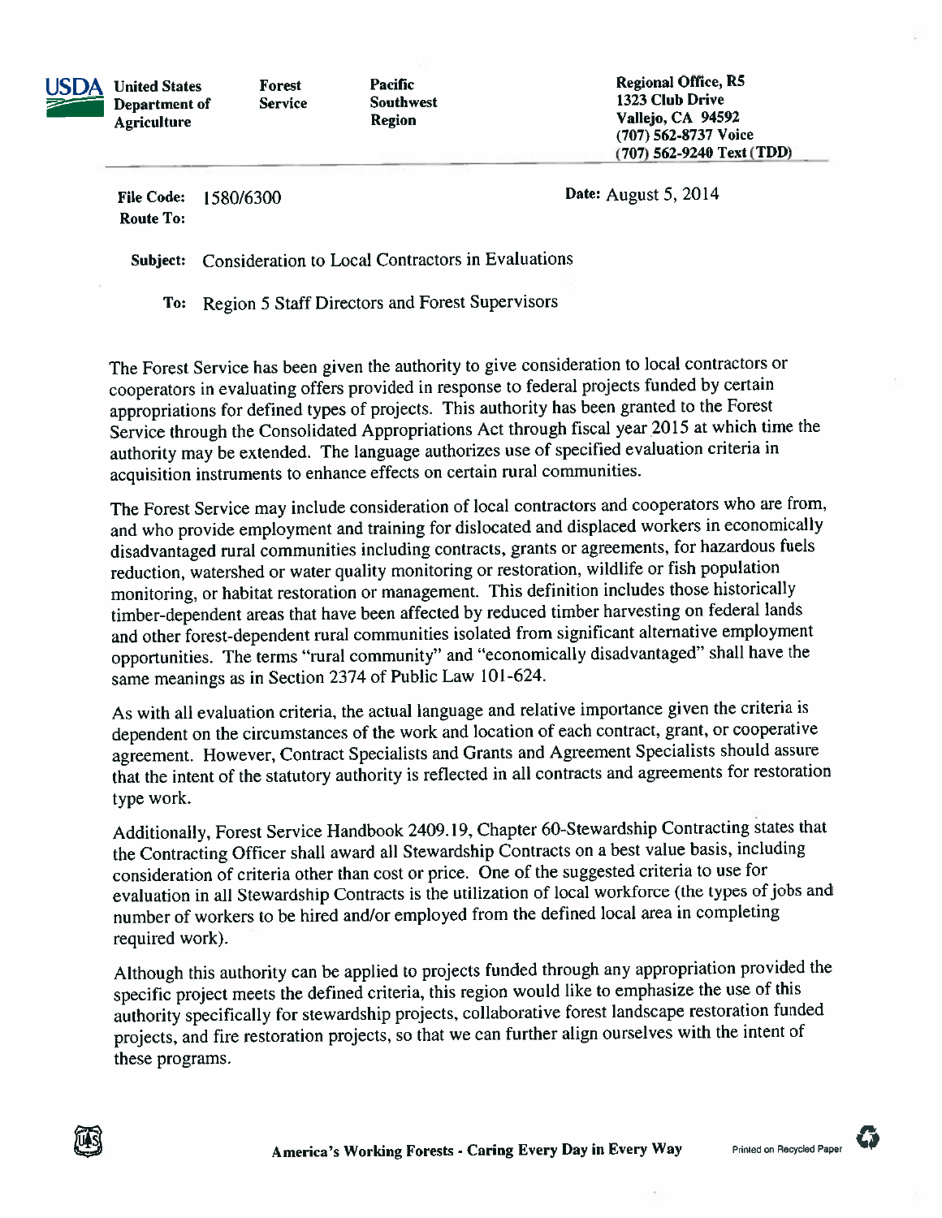**USDA** United States Department of Agriculture | Forest Service | Pacific Southwest Region

Regional Office, R5
1323 Club Drive
Vallejo, CA 94592
(707) 562-8737 Voice
(707) 562-9240 Text (TDD)

**File Code:** 1580/6300
**Route To:**

**Date:** August 5, 2014

**Subject:** Consideration to Local Contractors in Evaluations

**To:** Region 5 Staff Directors and Forest Supervisors

The Forest Service has been given the authority to give consideration to local contractors or cooperators in evaluating offers provided in response to federal projects funded by certain appropriations for defined types of projects. This authority has been granted to the Forest Service through the Consolidated Appropriations Act through fiscal year 2015 at which time the authority may be extended. The language authorizes use of specified evaluation criteria in acquisition instruments to enhance effects on certain rural communities.

The Forest Service may include consideration of local contractors and cooperators who are from, and who provide employment and training for dislocated and displaced workers in economically disadvantaged rural communities including contracts, grants or agreements, for hazardous fuels reduction, watershed or water quality monitoring or restoration, wildlife or fish population monitoring, or habitat restoration or management. This definition includes those historically timber-dependent areas that have been affected by reduced timber harvesting on federal lands and other forest-dependent rural communities isolated from significant alternative employment opportunities. The terms "rural community" and "economically disadvantaged" shall have the same meanings as in Section 2374 of Public Law 101-624.

As with all evaluation criteria, the actual language and relative importance given the criteria is dependent on the circumstances of the work and location of each contract, grant, or cooperative agreement. However, Contract Specialists and Grants and Agreement Specialists should assure that the intent of the statutory authority is reflected in all contracts and agreements for restoration type work.

Additionally, Forest Service Handbook 2409.19, Chapter 60-Stewardship Contracting states that the Contracting Officer shall award all Stewardship Contracts on a best value basis, including consideration of criteria other than cost or price. One of the suggested criteria to use for evaluation in all Stewardship Contracts is the utilization of local workforce (the types of jobs and number of workers to be hired and/or employed from the defined local area in completing required work).

Although this authority can be applied to projects funded through any appropriation provided the specific project meets the defined criteria, this region would like to emphasize the use of this authority specifically for stewardship projects, collaborative forest landscape restoration funded projects, and fire restoration projects, so that we can further align ourselves with the intent of these programs.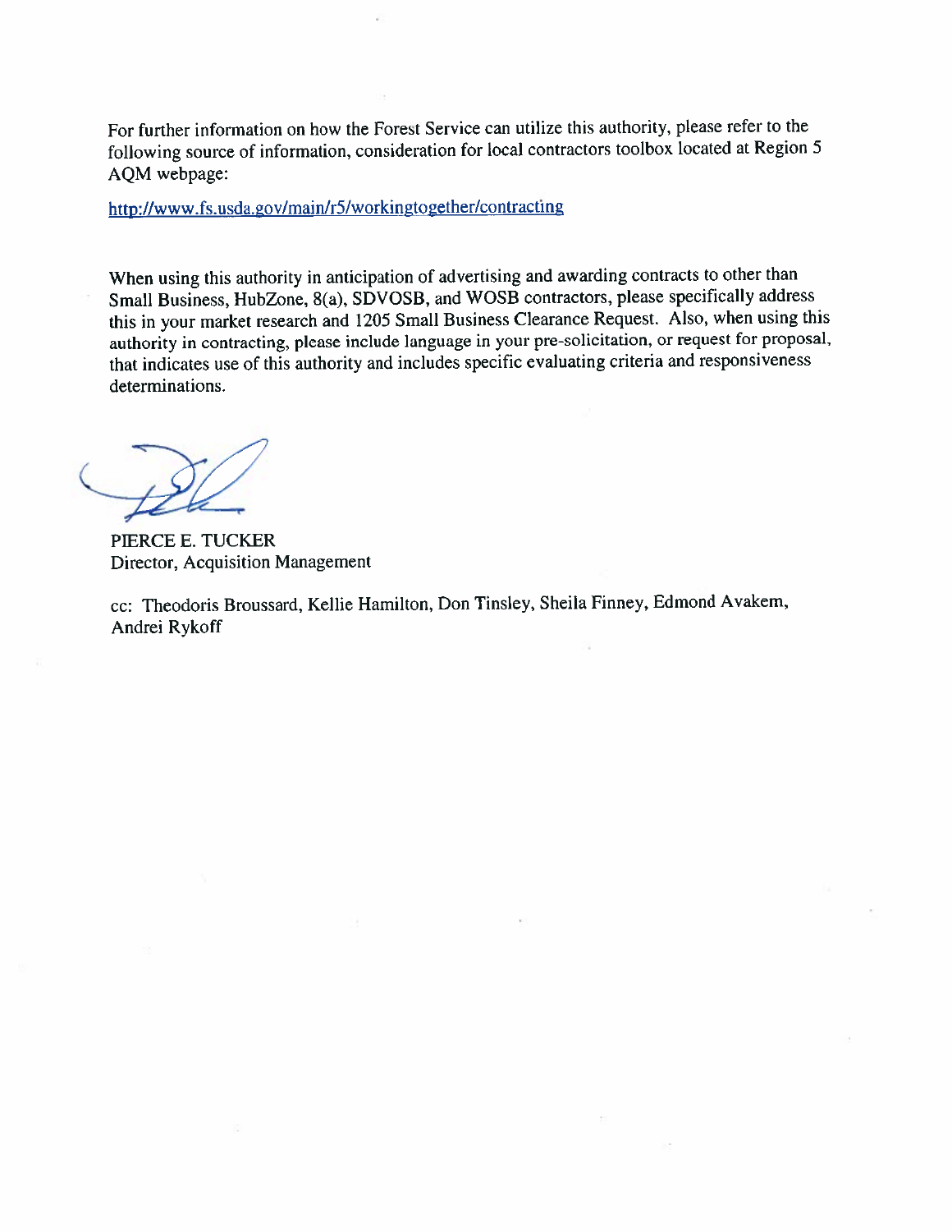For further information on how the Forest Service can utilize this authority, please refer to the following source of information, consideration for local contractors toolbox located at Region 5 AQM webpage:

http://www.fs.usda.gov/main/r5/workingtogether/contracting

When using this authority in anticipation of advertising and awarding contracts to other than Small Business, HubZone, 8(a), SDVOSB, and WOSB contractors, please specifically address this in your market research and 1205 Small Business Clearance Request. Also, when using this authority in contracting, please include language in your pre-solicitation, or request for proposal, that indicates use of this authority and includes specific evaluating criteria and responsiveness determinations.

PIERCE E. TUCKER
Director, Acquisition Management

cc: Theodoris Broussard, Kellie Hamilton, Don Tinsley, Sheila Finney, Edmond Avakem, Andrei Rykoff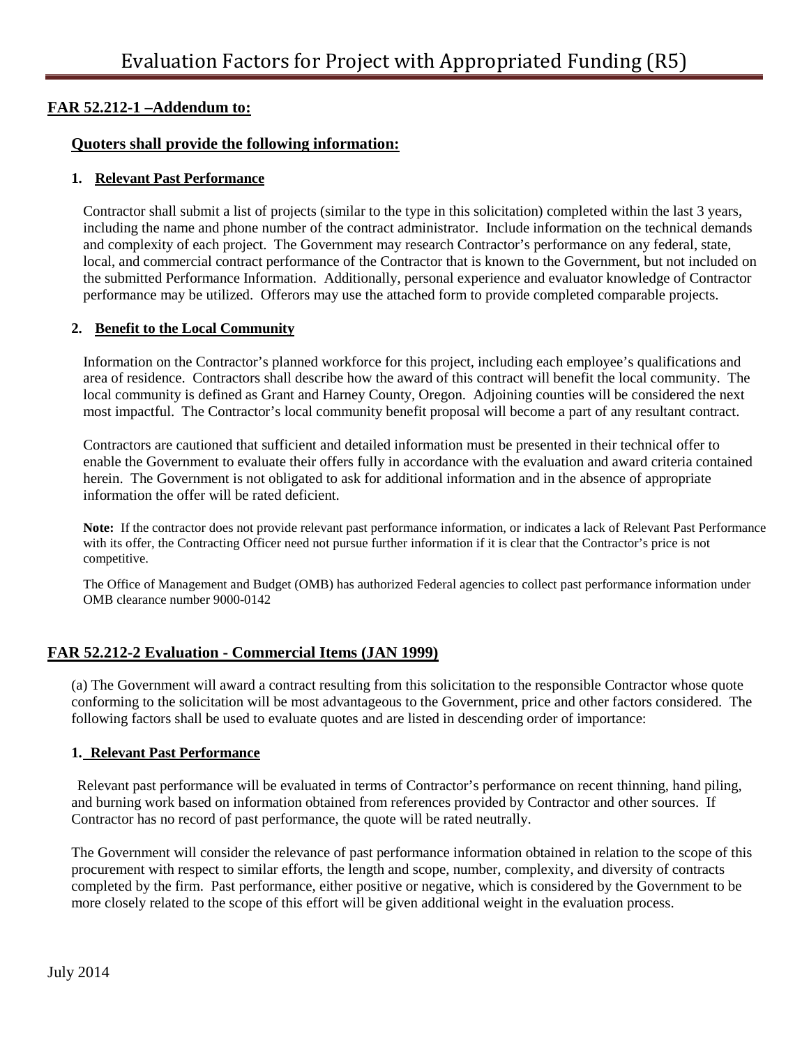# Evaluation Factors for Project with Appropriated Funding (R5)

## FAR 52.212-1 –Addendum to:

### Quoters shall provide the following information:

**1. Relevant Past Performance**

Contractor shall submit a list of projects (similar to the type in this solicitation) completed within the last 3 years, including the name and phone number of the contract administrator. Include information on the technical demands and complexity of each project. The Government may research Contractor's performance on any federal, state, local, and commercial contract performance of the Contractor that is known to the Government, but not included on the submitted Performance Information. Additionally, personal experience and evaluator knowledge of Contractor performance may be utilized. Offerors may use the attached form to provide completed comparable projects.

**2. Benefit to the Local Community**

Information on the Contractor's planned workforce for this project, including each employee's qualifications and area of residence. Contractors shall describe how the award of this contract will benefit the local community. The local community is defined as Grant and Harney County, Oregon. Adjoining counties will be considered the next most impactful. The Contractor's local community benefit proposal will become a part of any resultant contract.

Contractors are cautioned that sufficient and detailed information must be presented in their technical offer to enable the Government to evaluate their offers fully in accordance with the evaluation and award criteria contained herein. The Government is not obligated to ask for additional information and in the absence of appropriate information the offer will be rated deficient.

**Note:** If the contractor does not provide relevant past performance information, or indicates a lack of Relevant Past Performance with its offer, the Contracting Officer need not pursue further information if it is clear that the Contractor's price is not competitive.

The Office of Management and Budget (OMB) has authorized Federal agencies to collect past performance information under OMB clearance number 9000-0142

## FAR 52.212-2 Evaluation - Commercial Items (JAN 1999)

(a) The Government will award a contract resulting from this solicitation to the responsible Contractor whose quote conforming to the solicitation will be most advantageous to the Government, price and other factors considered. The following factors shall be used to evaluate quotes and are listed in descending order of importance:

**1. Relevant Past Performance**

Relevant past performance will be evaluated in terms of Contractor's performance on recent thinning, hand piling, and burning work based on information obtained from references provided by Contractor and other sources. If Contractor has no record of past performance, the quote will be rated neutrally.

The Government will consider the relevance of past performance information obtained in relation to the scope of this procurement with respect to similar efforts, the length and scope, number, complexity, and diversity of contracts completed by the firm. Past performance, either positive or negative, which is considered by the Government to be more closely related to the scope of this effort will be given additional weight in the evaluation process.

July 2014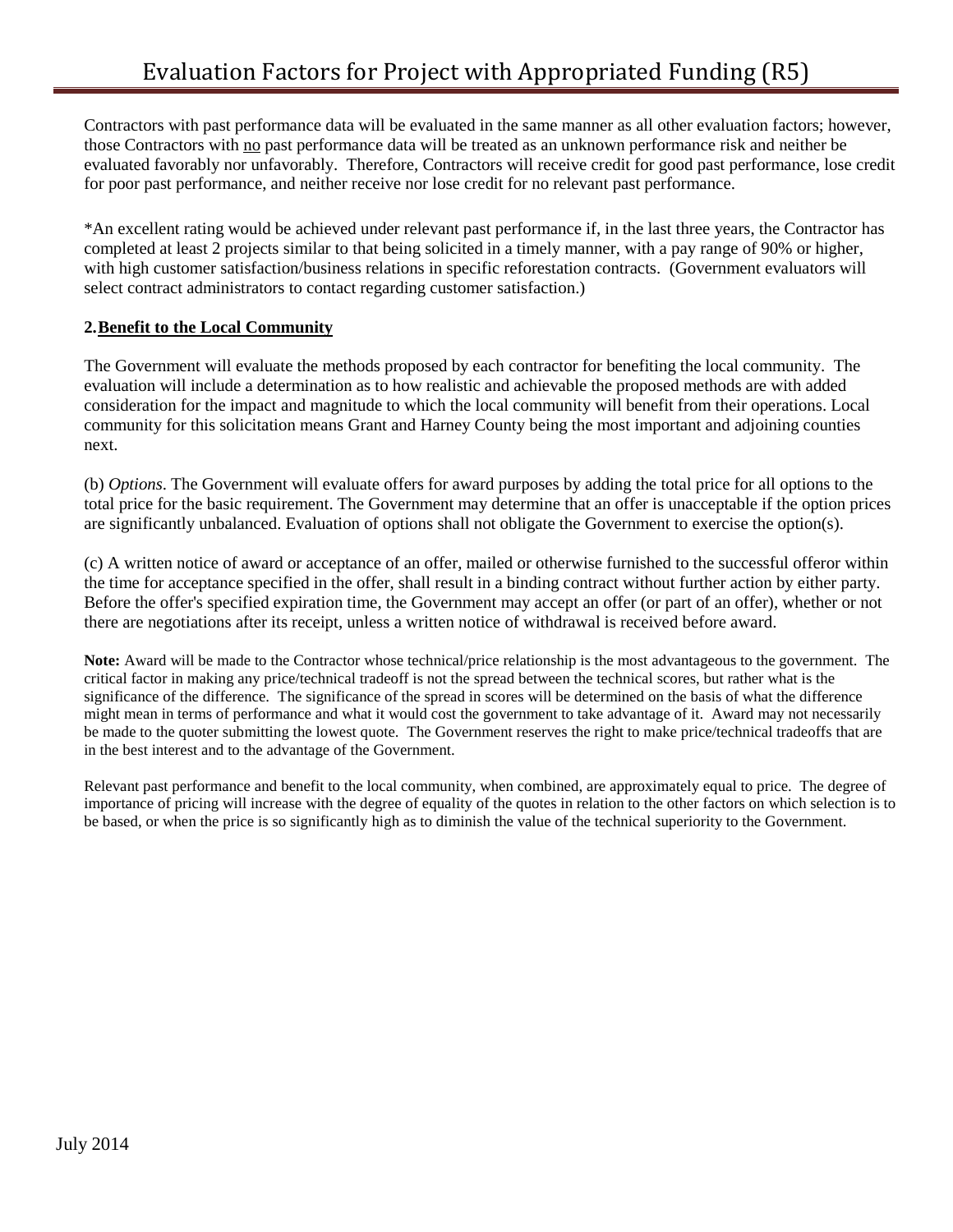Contractors with past performance data will be evaluated in the same manner as all other evaluation factors; however, those Contractors with no past performance data will be treated as an unknown performance risk and neither be evaluated favorably nor unfavorably. Therefore, Contractors will receive credit for good past performance, lose credit for poor past performance, and neither receive nor lose credit for no relevant past performance.

*An excellent rating would be achieved under relevant past performance if, in the last three years, the Contractor has completed at least 2 projects similar to that being solicited in a timely manner, with a pay range of 90% or higher, with high customer satisfaction/business relations in specific reforestation contracts. (Government evaluators will select contract administrators to contact regarding customer satisfaction.)

**2. Benefit to the Local Community**

The Government will evaluate the methods proposed by each contractor for benefiting the local community. The evaluation will include a determination as to how realistic and achievable the proposed methods are with added consideration for the impact and magnitude to which the local community will benefit from their operations. Local community for this solicitation means Grant and Harney County being the most important and adjoining counties next.

(b) *Options*. The Government will evaluate offers for award purposes by adding the total price for all options to the total price for the basic requirement. The Government may determine that an offer is unacceptable if the option prices are significantly unbalanced. Evaluation of options shall not obligate the Government to exercise the option(s).

(c) A written notice of award or acceptance of an offer, mailed or otherwise furnished to the successful offeror within the time for acceptance specified in the offer, shall result in a binding contract without further action by either party. Before the offer's specified expiration time, the Government may accept an offer (or part of an offer), whether or not there are negotiations after its receipt, unless a written notice of withdrawal is received before award.

**Note:** Award will be made to the Contractor whose technical/price relationship is the most advantageous to the government. The critical factor in making any price/technical tradeoff is not the spread between the technical scores, but rather what is the significance of the difference. The significance of the spread in scores will be determined on the basis of what the difference might mean in terms of performance and what it would cost the government to take advantage of it. Award may not necessarily be made to the quoter submitting the lowest quote. The Government reserves the right to make price/technical tradeoffs that are in the best interest and to the advantage of the Government.

Relevant past performance and benefit to the local community, when combined, are approximately equal to price. The degree of importance of pricing will increase with the degree of equality of the quotes in relation to the other factors on which selection is to be based, or when the price is so significantly high as to diminish the value of the technical superiority to the Government.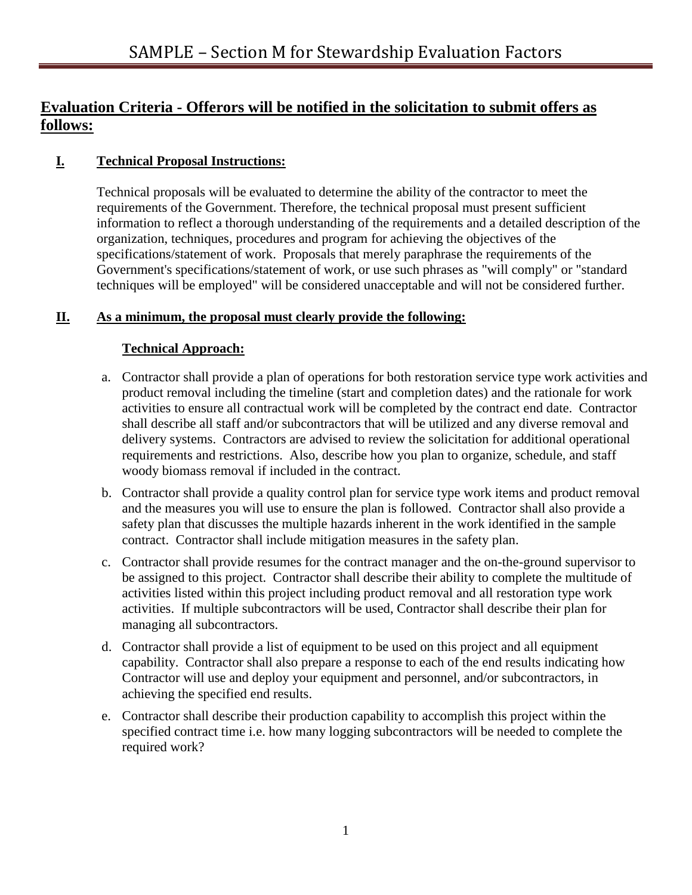# SAMPLE – Section M for Stewardship Evaluation Factors

## **Evaluation Criteria - Offerors will be notified in the solicitation to submit offers as follows:**

### **I. Technical Proposal Instructions:**

Technical proposals will be evaluated to determine the ability of the contractor to meet the requirements of the Government. Therefore, the technical proposal must present sufficient information to reflect a thorough understanding of the requirements and a detailed description of the organization, techniques, procedures and program for achieving the objectives of the specifications/statement of work. Proposals that merely paraphrase the requirements of the Government's specifications/statement of work, or use such phrases as "will comply" or "standard techniques will be employed" will be considered unacceptable and will not be considered further.

### **II. As a minimum, the proposal must clearly provide the following:**

**Technical Approach:**

a. Contractor shall provide a plan of operations for both restoration service type work activities and product removal including the timeline (start and completion dates) and the rationale for work activities to ensure all contractual work will be completed by the contract end date. Contractor shall describe all staff and/or subcontractors that will be utilized and any diverse removal and delivery systems. Contractors are advised to review the solicitation for additional operational requirements and restrictions. Also, describe how you plan to organize, schedule, and staff woody biomass removal if included in the contract.

b. Contractor shall provide a quality control plan for service type work items and product removal and the measures you will use to ensure the plan is followed. Contractor shall also provide a safety plan that discusses the multiple hazards inherent in the work identified in the sample contract. Contractor shall include mitigation measures in the safety plan.

c. Contractor shall provide resumes for the contract manager and the on-the-ground supervisor to be assigned to this project. Contractor shall describe their ability to complete the multitude of activities listed within this project including product removal and all restoration type work activities. If multiple subcontractors will be used, Contractor shall describe their plan for managing all subcontractors.

d. Contractor shall provide a list of equipment to be used on this project and all equipment capability. Contractor shall also prepare a response to each of the end results indicating how Contractor will use and deploy your equipment and personnel, and/or subcontractors, in achieving the specified end results.

e. Contractor shall describe their production capability to accomplish this project within the specified contract time i.e. how many logging subcontractors will be needed to complete the required work?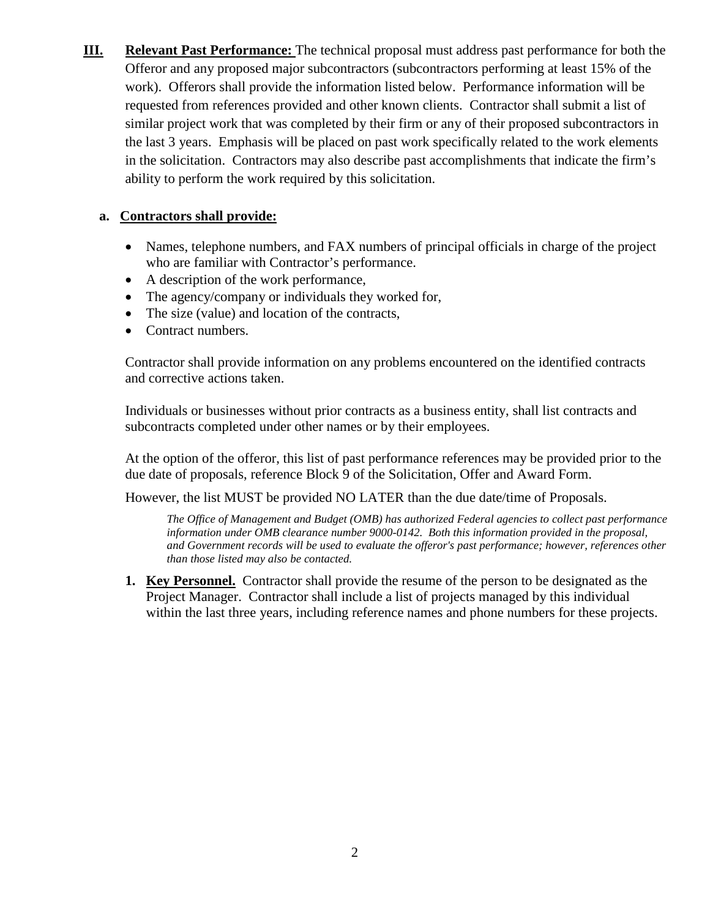**III. Relevant Past Performance:** The technical proposal must address past performance for both the Offeror and any proposed major subcontractors (subcontractors performing at least 15% of the work). Offerors shall provide the information listed below. Performance information will be requested from references provided and other known clients. Contractor shall submit a list of similar project work that was completed by their firm or any of their proposed subcontractors in the last 3 years. Emphasis will be placed on past work specifically related to the work elements in the solicitation. Contractors may also describe past accomplishments that indicate the firm's ability to perform the work required by this solicitation.

**a. Contractors shall provide:**

- Names, telephone numbers, and FAX numbers of principal officials in charge of the project who are familiar with Contractor's performance.
- A description of the work performance,
- The agency/company or individuals they worked for,
- The size (value) and location of the contracts,
- Contract numbers.

Contractor shall provide information on any problems encountered on the identified contracts and corrective actions taken.

Individuals or businesses without prior contracts as a business entity, shall list contracts and subcontracts completed under other names or by their employees.

At the option of the offeror, this list of past performance references may be provided prior to the due date of proposals, reference Block 9 of the Solicitation, Offer and Award Form.

However, the list MUST be provided NO LATER than the due date/time of Proposals.

> *The Office of Management and Budget (OMB) has authorized Federal agencies to collect past performance information under OMB clearance number 9000-0142. Both this information provided in the proposal, and Government records will be used to evaluate the offeror's past performance; however, references other than those listed may also be contacted.*

**1. Key Personnel.** Contractor shall provide the resume of the person to be designated as the Project Manager. Contractor shall include a list of projects managed by this individual within the last three years, including reference names and phone numbers for these projects.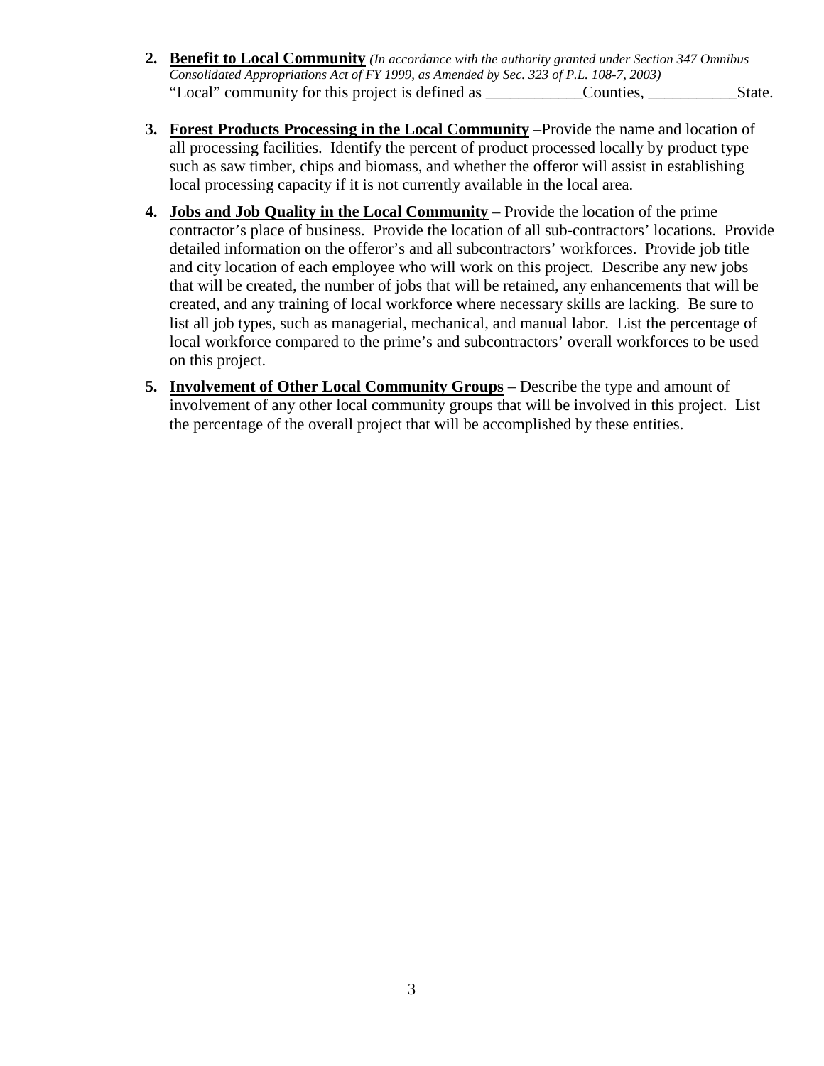2. **<u>Benefit to Local Community</u>** *(In accordance with the authority granted under Section 347 Omnibus Consolidated Appropriations Act of FY 1999, as Amended by Sec. 323 of P.L. 108-7, 2003)*
   "Local" community for this project is defined as ____________Counties, ___________State.

3. **<u>Forest Products Processing in the Local Community</u>** –Provide the name and location of all processing facilities. Identify the percent of product processed locally by product type such as saw timber, chips and biomass, and whether the offeror will assist in establishing local processing capacity if it is not currently available in the local area.

4. **<u>Jobs and Job Quality in the Local Community</u>** – Provide the location of the prime contractor's place of business. Provide the location of all sub-contractors' locations. Provide detailed information on the offeror's and all subcontractors' workforces. Provide job title and city location of each employee who will work on this project. Describe any new jobs that will be created, the number of jobs that will be retained, any enhancements that will be created, and any training of local workforce where necessary skills are lacking. Be sure to list all job types, such as managerial, mechanical, and manual labor. List the percentage of local workforce compared to the prime's and subcontractors' overall workforces to be used on this project.

5. **<u>Involvement of Other Local Community Groups</u>** – Describe the type and amount of involvement of any other local community groups that will be involved in this project. List the percentage of the overall project that will be accomplished by these entities.